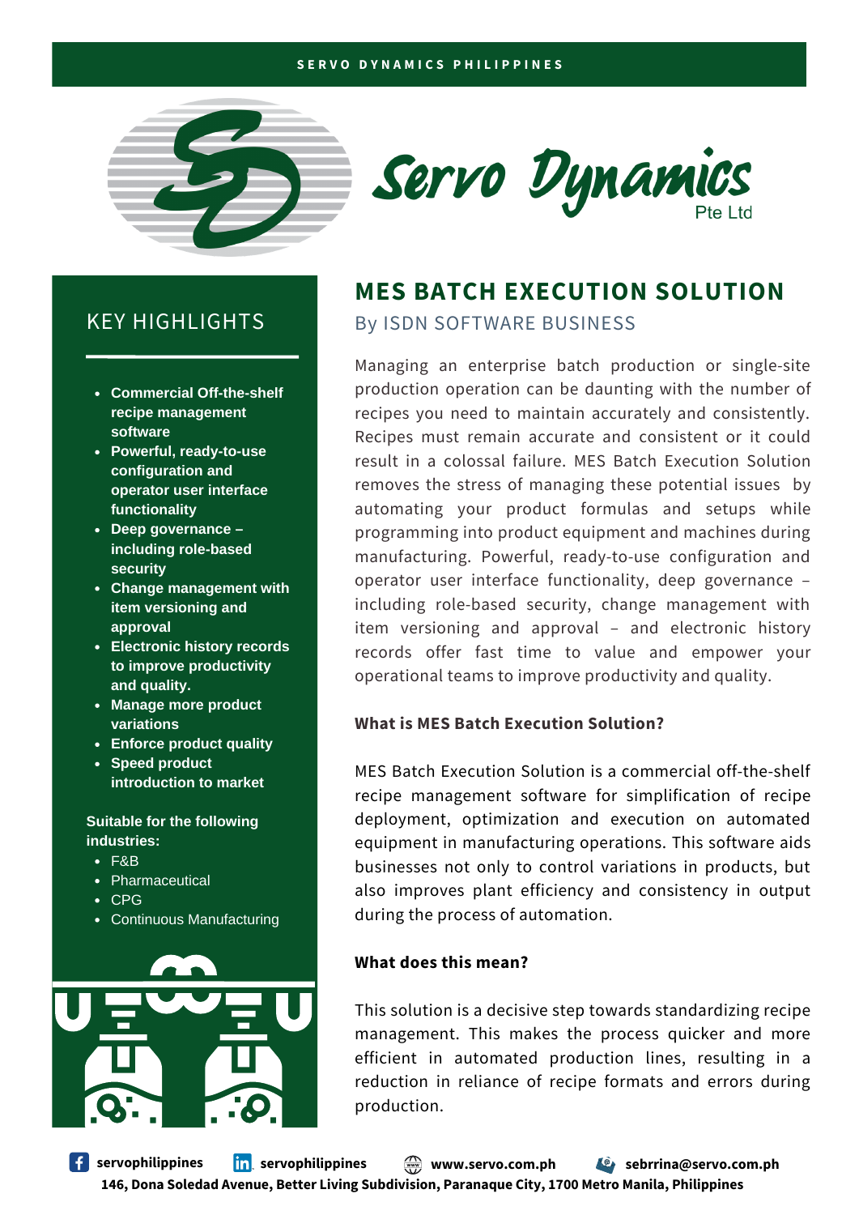SERVO DYNAMICS PHILIPPINES

Servo Dynamics Pte Ltd

# MES BATCH EXECUTION SOLUTION

By ISDN SOFTWARE BUSINESS

Managing an enterprise batch production or single-site production operation can be daunting with the number of recipes you need to maintain accurately and consistently. Recipes must remain accurate and consistent or it could result in a colossal failure. MES Batch Execution Solution removes the stress of managing these potential issues by automating your product formulas and setups while programming into product equipment and machines during manufacturing. Powerful, ready-to-use configuration and operator user interface functionality, deep governance – including role-based security, change management with item versioning and approval – and electronic history records offer fast time to value and empower your operational teams to improve productivity and quality.

## KEY HIGHLIGHTS

- **Commercial Off-the-shelf recipe management software**
- **Powerful, ready-to-use configuration and operator user interface functionality**
- **Deep governance – including role-based security**
- **Change management with item versioning and approval**
- **Electronic history records to improve productivity and quality.**
- **Manage more product variations**
- **Enforce product quality**
- **Speed product introduction to market**

**Suitable for the following industries:**

- F&B
- Pharmaceutical
- CPG
- Continuous Manufacturing

### What is MES Batch Execution Solution?

MES Batch Execution Solution is a commercial off-the-shelf recipe management software for simplification of recipe deployment, optimization and execution on automated equipment in manufacturing operations. This software aids businesses not only to control variations in products, but also improves plant efficiency and consistency in output during the process of automation.

### What does this mean?

This solution is a decisive step towards standardizing recipe management. This makes the process quicker and more efficient in automated production lines, resulting in a reduction in reliance of recipe formats and errors during production.

servophilippines | servophilippines | www.servo.com.ph | sebrrina@servo.com.ph

146, Dona Soledad Avenue, Better Living Subdivision, Paranaque City, 1700 Metro Manila, Philippines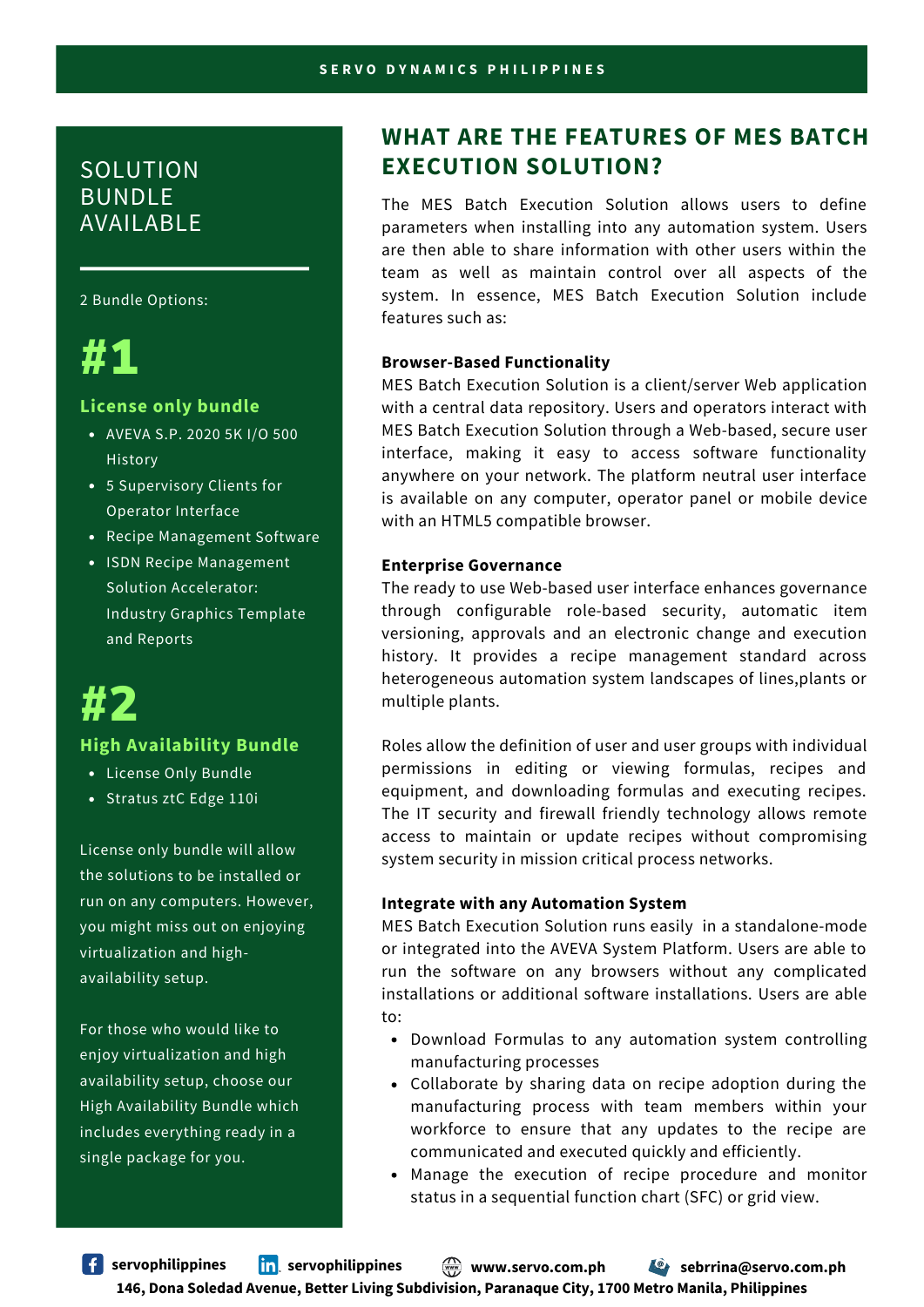# SOLUTION BUNDLE AVAILABLE

2 Bundle Options:

## #1

### License only bundle

- AVEVA S.P. 2020 5K I/O 500 History
- 5 Supervisory Clients for Operator Interface
- Recipe Management Software
- ISDN Recipe Management Solution Accelerator: Industry Graphics Template and Reports

## #2

### High Availability Bundle

- License Only Bundle
- Stratus ztC Edge 110i

License only bundle will allow the solutions to be installed or run on any computers. However, you might miss out on enjoying virtualization and high-availability setup.

For those who would like to enjoy virtualization and high availability setup, choose our High Availability Bundle which includes everything ready in a single package for you.

# WHAT ARE THE FEATURES OF MES BATCH EXECUTION SOLUTION?

The MES Batch Execution Solution allows users to define parameters when installing into any automation system. Users are then able to share information with other users within the team as well as maintain control over all aspects of the system. In essence, MES Batch Execution Solution include features such as:

**Browser-Based Functionality**

MES Batch Execution Solution is a client/server Web application with a central data repository. Users and operators interact with MES Batch Execution Solution through a Web-based, secure user interface, making it easy to access software functionality anywhere on your network. The platform neutral user interface is available on any computer, operator panel or mobile device with an HTML5 compatible browser.

**Enterprise Governance**

The ready to use Web-based user interface enhances governance through configurable role-based security, automatic item versioning, approvals and an electronic change and execution history. It provides a recipe management standard across heterogeneous automation system landscapes of lines,plants or multiple plants.

Roles allow the definition of user and user groups with individual permissions in editing or viewing formulas, recipes and equipment, and downloading formulas and executing recipes. The IT security and firewall friendly technology allows remote access to maintain or update recipes without compromising system security in mission critical process networks.

**Integrate with any Automation System**

MES Batch Execution Solution runs easily in a standalone-mode or integrated into the AVEVA System Platform. Users are able to run the software on any browsers without any complicated installations or additional software installations. Users are able to:

- Download Formulas to any automation system controlling manufacturing processes
- Collaborate by sharing data on recipe adoption during the manufacturing process with team members within your workforce to ensure that any updates to the recipe are communicated and executed quickly and efficiently.
- Manage the execution of recipe procedure and monitor status in a sequential function chart (SFC) or grid view.

servophilippines | servophilippines | www.servo.com.ph | sebrrina@servo.com.ph

146, Dona Soledad Avenue, Better Living Subdivision, Paranaque City, 1700 Metro Manila, Philippines